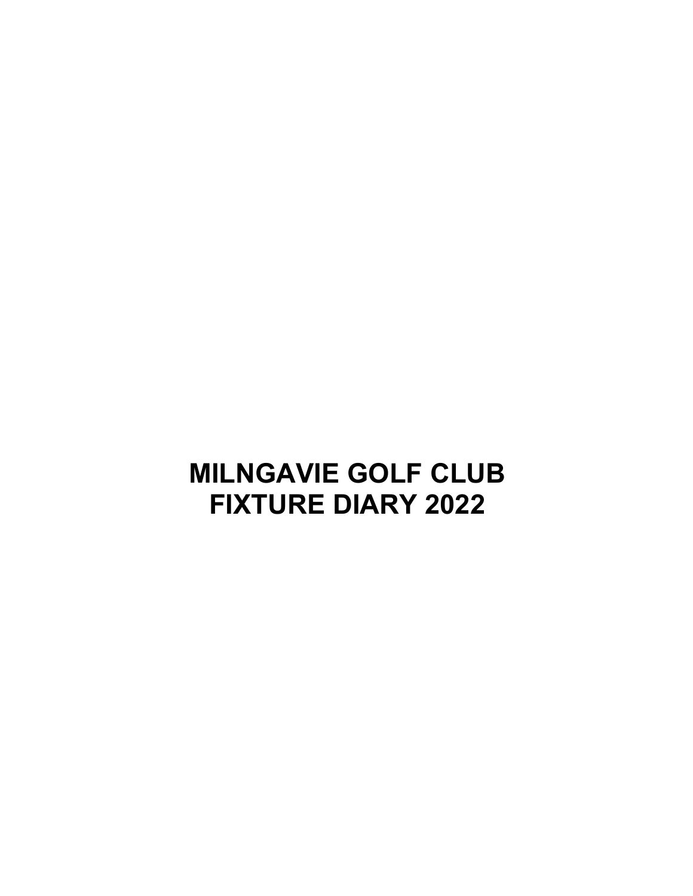# MILNGAVIE GOLF CLUB
# FIXTURE DIARY 2022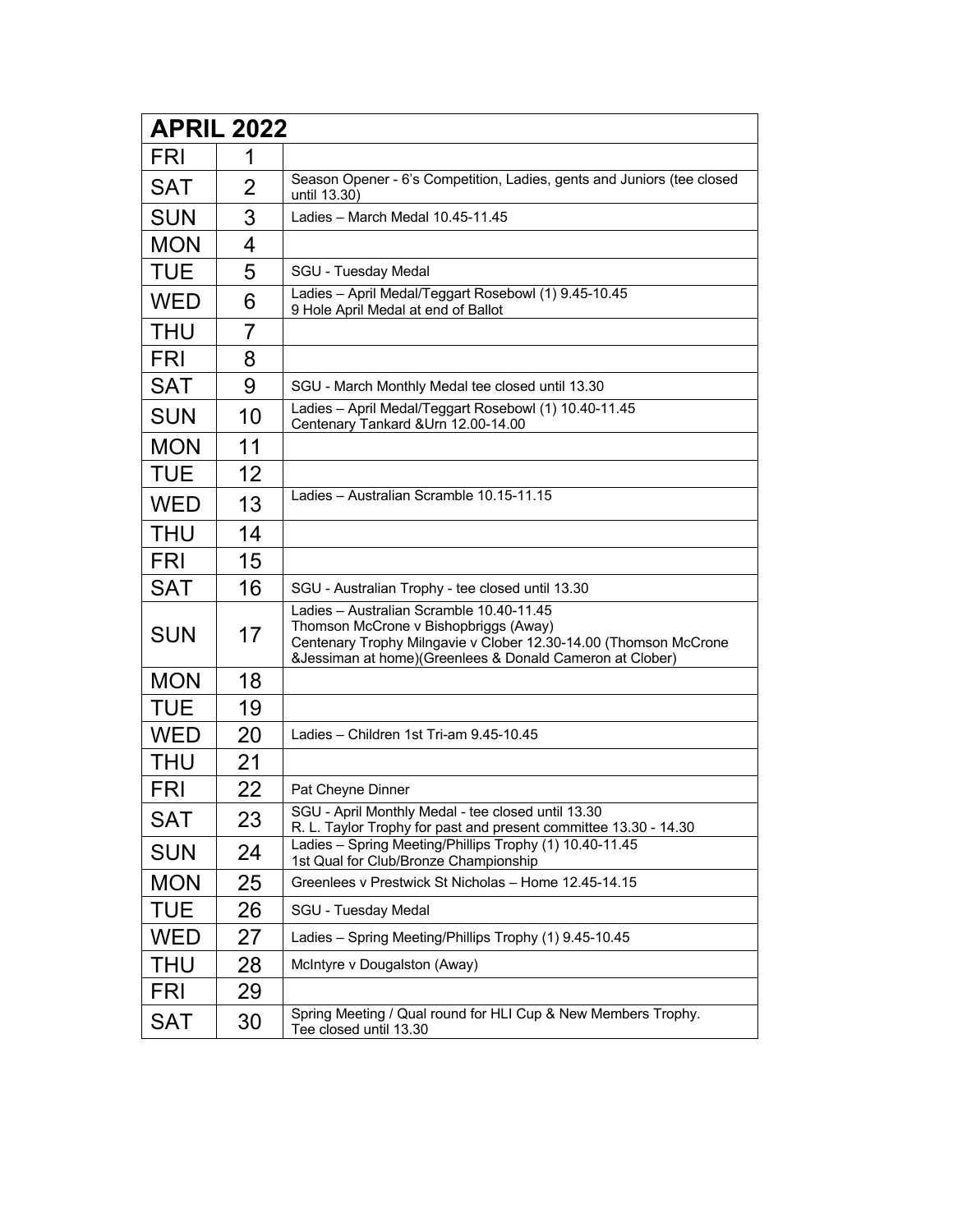| APRIL 2022 | | |
|---|---|---|
| FRI | 1 | |
| SAT | 2 | Season Opener - 6's Competition, Ladies, gents and Juniors (tee closed until 13.30) |
| SUN | 3 | Ladies – March Medal 10.45-11.45 |
| MON | 4 | |
| TUE | 5 | SGU - Tuesday Medal |
| WED | 6 | Ladies – April Medal/Teggart Rosebowl (1) 9.45-10.45<br>9 Hole April Medal at end of Ballot |
| THU | 7 | |
| FRI | 8 | |
| SAT | 9 | SGU - March Monthly Medal tee closed until 13.30 |
| SUN | 10 | Ladies – April Medal/Teggart Rosebowl (1) 10.40-11.45<br>Centenary Tankard &Urn 12.00-14.00 |
| MON | 11 | |
| TUE | 12 | |
| WED | 13 | Ladies – Australian Scramble 10.15-11.15 |
| THU | 14 | |
| FRI | 15 | |
| SAT | 16 | SGU - Australian Trophy - tee closed until 13.30 |
| SUN | 17 | Ladies – Australian Scramble 10.40-11.45<br>Thomson McCrone v Bishopbriggs (Away)<br>Centenary Trophy Milngavie v Clober 12.30-14.00 (Thomson McCrone &Jessiman at home)(Greenlees & Donald Cameron at Clober) |
| MON | 18 | |
| TUE | 19 | |
| WED | 20 | Ladies – Children 1st Tri-am 9.45-10.45 |
| THU | 21 | |
| FRI | 22 | Pat Cheyne Dinner |
| SAT | 23 | SGU - April Monthly Medal - tee closed until 13.30<br>R. L. Taylor Trophy for past and present committee 13.30 - 14.30 |
| SUN | 24 | Ladies – Spring Meeting/Phillips Trophy (1) 10.40-11.45<br>1st Qual for Club/Bronze Championship |
| MON | 25 | Greenlees v Prestwick St Nicholas – Home 12.45-14.15 |
| TUE | 26 | SGU - Tuesday Medal |
| WED | 27 | Ladies – Spring Meeting/Phillips Trophy (1) 9.45-10.45 |
| THU | 28 | McIntyre v Dougalston (Away) |
| FRI | 29 | |
| SAT | 30 | Spring Meeting / Qual round for HLI Cup & New Members Trophy.<br>Tee closed until 13.30 |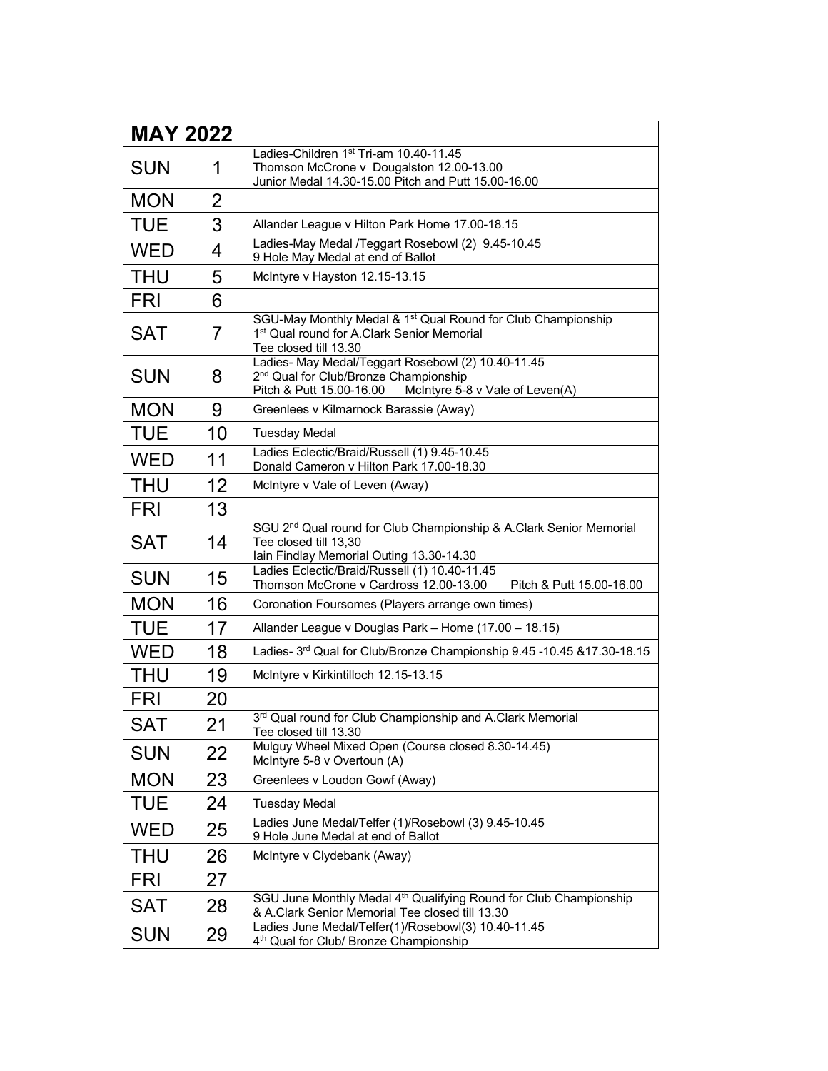| MAY 2022 | | |
|---|---|---|
| SUN | 1 | Ladies-Children 1st Tri-am 10.40-11.45<br>Thomson McCrone v Dougalston 12.00-13.00<br>Junior Medal 14.30-15.00 Pitch and Putt 15.00-16.00 |
| MON | 2 | |
| TUE | 3 | Allander League v Hilton Park Home 17.00-18.15 |
| WED | 4 | Ladies-May Medal /Teggart Rosebowl (2) 9.45-10.45<br>9 Hole May Medal at end of Ballot |
| THU | 5 | McIntyre v Hayston 12.15-13.15 |
| FRI | 6 | |
| SAT | 7 | SGU-May Monthly Medal & 1st Qual Round for Club Championship<br>1st Qual round for A.Clark Senior Memorial<br>Tee closed till 13.30 |
| SUN | 8 | Ladies- May Medal/Teggart Rosebowl (2) 10.40-11.45<br>2nd Qual for Club/Bronze Championship<br>Pitch & Putt 15.00-16.00 McIntyre 5-8 v Vale of Leven(A) |
| MON | 9 | Greenlees v Kilmarnock Barassie (Away) |
| TUE | 10 | Tuesday Medal |
| WED | 11 | Ladies Eclectic/Braid/Russell (1) 9.45-10.45<br>Donald Cameron v Hilton Park 17.00-18.30 |
| THU | 12 | McIntyre v Vale of Leven (Away) |
| FRI | 13 | |
| SAT | 14 | SGU 2nd Qual round for Club Championship & A.Clark Senior Memorial<br>Tee closed till 13,30<br>Iain Findlay Memorial Outing 13.30-14.30 |
| SUN | 15 | Ladies Eclectic/Braid/Russell (1) 10.40-11.45<br>Thomson McCrone v Cardross 12.00-13.00 Pitch & Putt 15.00-16.00 |
| MON | 16 | Coronation Foursomes (Players arrange own times) |
| TUE | 17 | Allander League v Douglas Park – Home (17.00 – 18.15) |
| WED | 18 | Ladies- 3rd Qual for Club/Bronze Championship 9.45 -10.45 &17.30-18.15 |
| THU | 19 | McIntyre v Kirkintilloch 12.15-13.15 |
| FRI | 20 | |
| SAT | 21 | 3rd Qual round for Club Championship and A.Clark Memorial<br>Tee closed till 13.30 |
| SUN | 22 | Mulguy Wheel Mixed Open (Course closed 8.30-14.45)<br>McIntyre 5-8 v Overtoun (A) |
| MON | 23 | Greenlees v Loudon Gowf (Away) |
| TUE | 24 | Tuesday Medal |
| WED | 25 | Ladies June Medal/Telfer (1)/Rosebowl (3) 9.45-10.45<br>9 Hole June Medal at end of Ballot |
| THU | 26 | McIntyre v Clydebank (Away) |
| FRI | 27 | |
| SAT | 28 | SGU June Monthly Medal 4th Qualifying Round for Club Championship<br>& A.Clark Senior Memorial Tee closed till 13.30 |
| SUN | 29 | Ladies June Medal/Telfer(1)/Rosebowl(3) 10.40-11.45<br>4th Qual for Club/ Bronze Championship |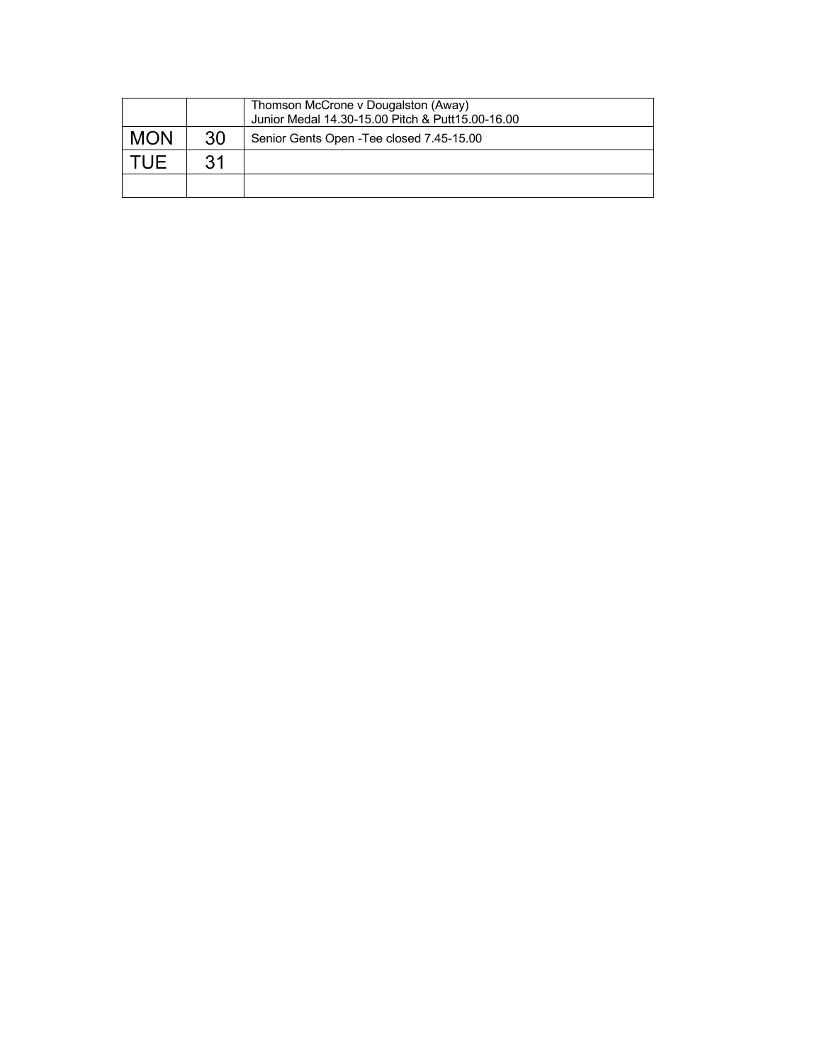| | | |
|---|---|---|
| | | Thomson McCrone v Dougalston (Away)<br>Junior Medal 14.30-15.00 Pitch & Putt15.00-16.00 |
| MON | 30 | Senior Gents Open -Tee closed 7.45-15.00 |
| TUE | 31 | |
| | | |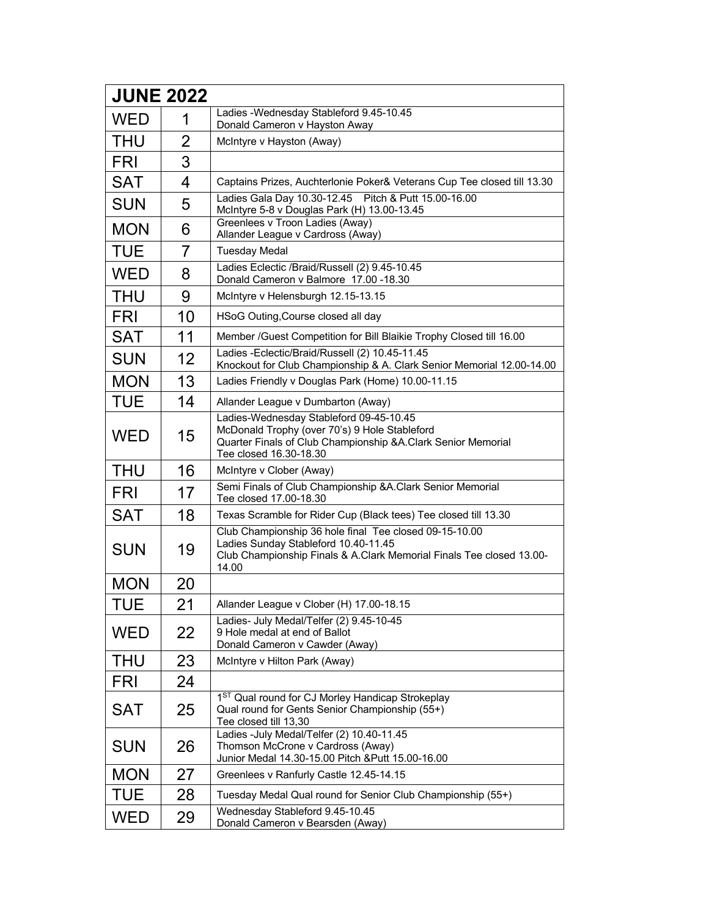| JUNE 2022 | | |
|---|---|---|
| WED | 1 | Ladies -Wednesday Stableford 9.45-10.45<br>Donald Cameron v Hayston Away |
| THU | 2 | McIntyre v Hayston (Away) |
| FRI | 3 | |
| SAT | 4 | Captains Prizes, Auchterlonie Poker& Veterans Cup Tee closed till 13.30 |
| SUN | 5 | Ladies Gala Day 10.30-12.45 Pitch & Putt 15.00-16.00<br>McIntyre 5-8 v Douglas Park (H) 13.00-13.45 |
| MON | 6 | Greenlees v Troon Ladies (Away)<br>Allander League v Cardross (Away) |
| TUE | 7 | Tuesday Medal |
| WED | 8 | Ladies Eclectic /Braid/Russell (2) 9.45-10.45<br>Donald Cameron v Balmore 17.00 -18.30 |
| THU | 9 | McIntyre v Helensburgh 12.15-13.15 |
| FRI | 10 | HSoG Outing,Course closed all day |
| SAT | 11 | Member /Guest Competition for Bill Blaikie Trophy Closed till 16.00 |
| SUN | 12 | Ladies -Eclectic/Braid/Russell (2) 10.45-11.45<br>Knockout for Club Championship & A. Clark Senior Memorial 12.00-14.00 |
| MON | 13 | Ladies Friendly v Douglas Park (Home) 10.00-11.15 |
| TUE | 14 | Allander League v Dumbarton (Away) |
| WED | 15 | Ladies-Wednesday Stableford 09-45-10.45<br>McDonald Trophy (over 70's) 9 Hole Stableford<br>Quarter Finals of Club Championship &A.Clark Senior Memorial<br>Tee closed 16.30-18.30 |
| THU | 16 | McIntyre v Clober (Away) |
| FRI | 17 | Semi Finals of Club Championship &A.Clark Senior Memorial<br>Tee closed 17.00-18.30 |
| SAT | 18 | Texas Scramble for Rider Cup (Black tees) Tee closed till 13.30 |
| SUN | 19 | Club Championship 36 hole final Tee closed 09-15-10.00<br>Ladies Sunday Stableford 10.40-11.45<br>Club Championship Finals & A.Clark Memorial Finals Tee closed 13.00-14.00 |
| MON | 20 | |
| TUE | 21 | Allander League v Clober (H) 17.00-18.15 |
| WED | 22 | Ladies- July Medal/Telfer (2) 9.45-10-45<br>9 Hole medal at end of Ballot<br>Donald Cameron v Cawder (Away) |
| THU | 23 | McIntyre v Hilton Park (Away) |
| FRI | 24 | |
| SAT | 25 | 1ST Qual round for CJ Morley Handicap Strokeplay<br>Qual round for Gents Senior Championship (55+)<br>Tee closed till 13,30 |
| SUN | 26 | Ladies -July Medal/Telfer (2) 10.40-11.45<br>Thomson McCrone v Cardross (Away)<br>Junior Medal 14.30-15.00 Pitch &Putt 15.00-16.00 |
| MON | 27 | Greenlees v Ranfurly Castle 12.45-14.15 |
| TUE | 28 | Tuesday Medal Qual round for Senior Club Championship (55+) |
| WED | 29 | Wednesday Stableford 9.45-10.45<br>Donald Cameron v Bearsden (Away) |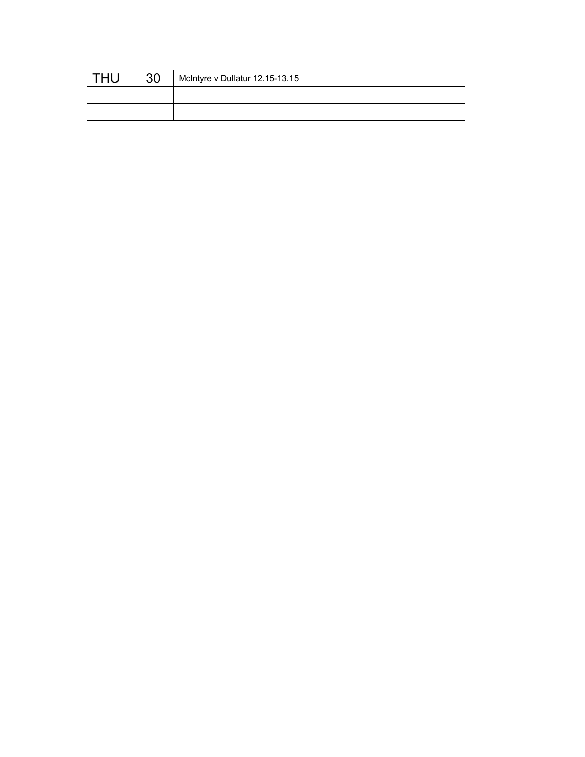| THU | 30 | McIntyre v Dullatur 12.15-13.15 |
|---|---|---|
| | | |
| | | |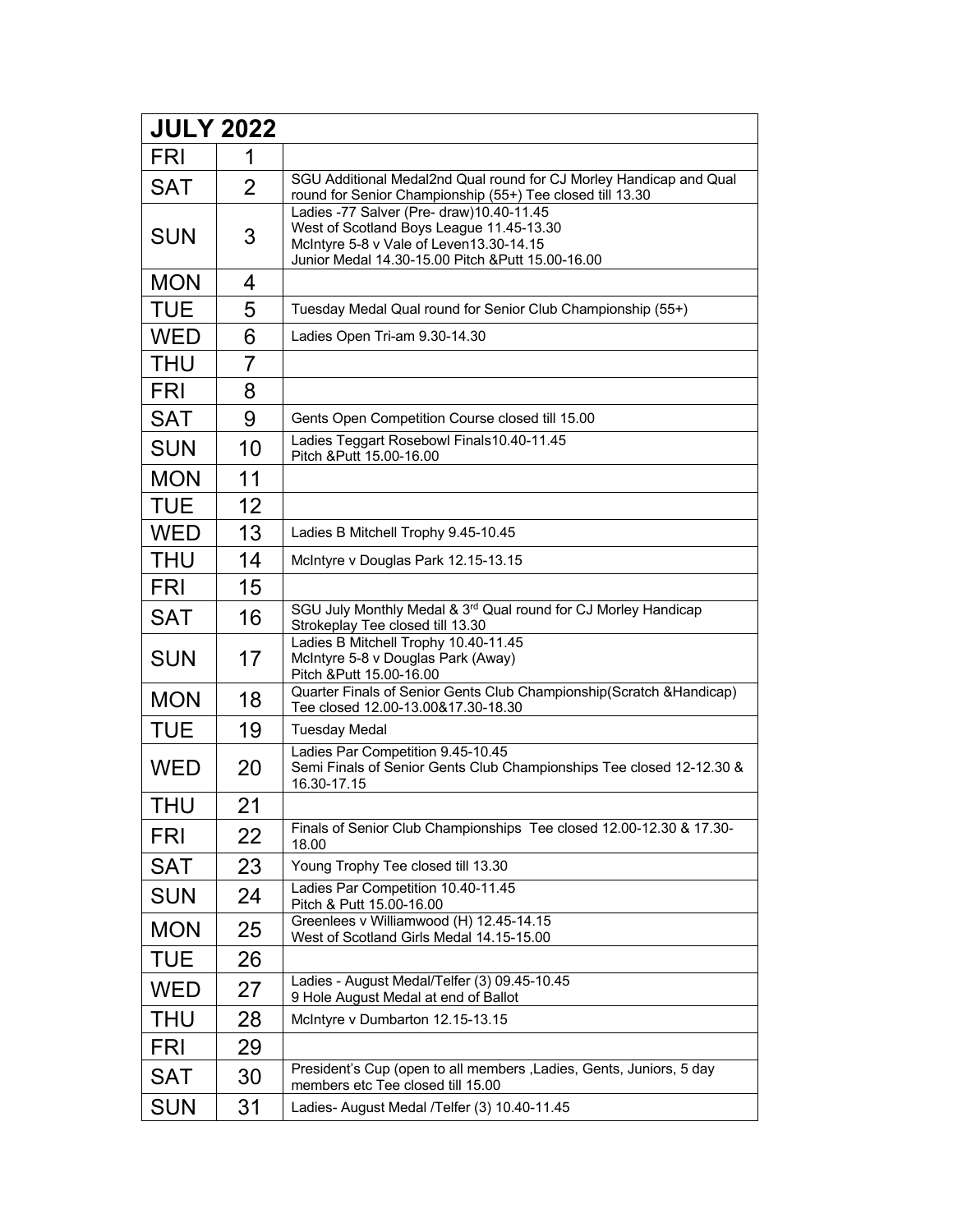| JULY 2022 | | |
|---|---|---|
| FRI | 1 | |
| SAT | 2 | SGU Additional Medal2nd Qual round for CJ Morley Handicap and Qual round for Senior Championship (55+) Tee closed till 13.30 |
| SUN | 3 | Ladies -77 Salver (Pre- draw)10.40-11.45<br>West of Scotland Boys League 11.45-13.30<br>McIntyre 5-8 v Vale of Leven13.30-14.15<br>Junior Medal 14.30-15.00 Pitch &Putt 15.00-16.00 |
| MON | 4 | |
| TUE | 5 | Tuesday Medal Qual round for Senior Club Championship (55+) |
| WED | 6 | Ladies Open Tri-am 9.30-14.30 |
| THU | 7 | |
| FRI | 8 | |
| SAT | 9 | Gents Open Competition Course closed till 15.00 |
| SUN | 10 | Ladies Teggart Rosebowl Finals10.40-11.45<br>Pitch &Putt 15.00-16.00 |
| MON | 11 | |
| TUE | 12 | |
| WED | 13 | Ladies B Mitchell Trophy 9.45-10.45 |
| THU | 14 | McIntyre v Douglas Park 12.15-13.15 |
| FRI | 15 | |
| SAT | 16 | SGU July Monthly Medal & 3rd Qual round for CJ Morley Handicap Strokeplay Tee closed till 13.30 |
| SUN | 17 | Ladies B Mitchell Trophy 10.40-11.45<br>McIntyre 5-8 v Douglas Park (Away)<br>Pitch &Putt 15.00-16.00 |
| MON | 18 | Quarter Finals of Senior Gents Club Championship(Scratch &Handicap) Tee closed 12.00-13.00&17.30-18.30 |
| TUE | 19 | Tuesday Medal |
| WED | 20 | Ladies Par Competition 9.45-10.45<br>Semi Finals of Senior Gents Club Championships Tee closed 12-12.30 & 16.30-17.15 |
| THU | 21 | |
| FRI | 22 | Finals of Senior Club Championships Tee closed 12.00-12.30 & 17.30-18.00 |
| SAT | 23 | Young Trophy Tee closed till 13.30 |
| SUN | 24 | Ladies Par Competition 10.40-11.45<br>Pitch & Putt 15.00-16.00 |
| MON | 25 | Greenlees v Williamwood (H) 12.45-14.15<br>West of Scotland Girls Medal 14.15-15.00 |
| TUE | 26 | |
| WED | 27 | Ladies - August Medal/Telfer (3) 09.45-10.45<br>9 Hole August Medal at end of Ballot |
| THU | 28 | McIntyre v Dumbarton 12.15-13.15 |
| FRI | 29 | |
| SAT | 30 | President's Cup (open to all members ,Ladies, Gents, Juniors, 5 day members etc Tee closed till 15.00 |
| SUN | 31 | Ladies- August Medal /Telfer (3) 10.40-11.45 |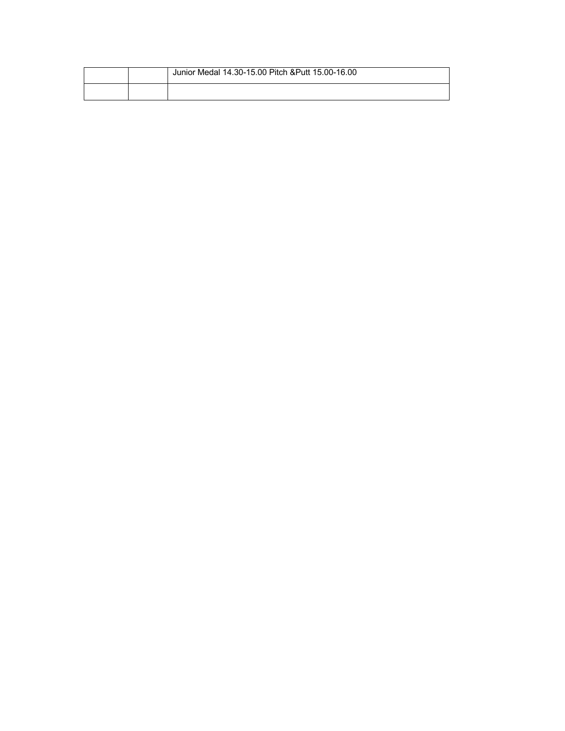| | | |
|---|---|---|
| | | Junior Medal 14.30-15.00 Pitch &Putt 15.00-16.00 |
| | | |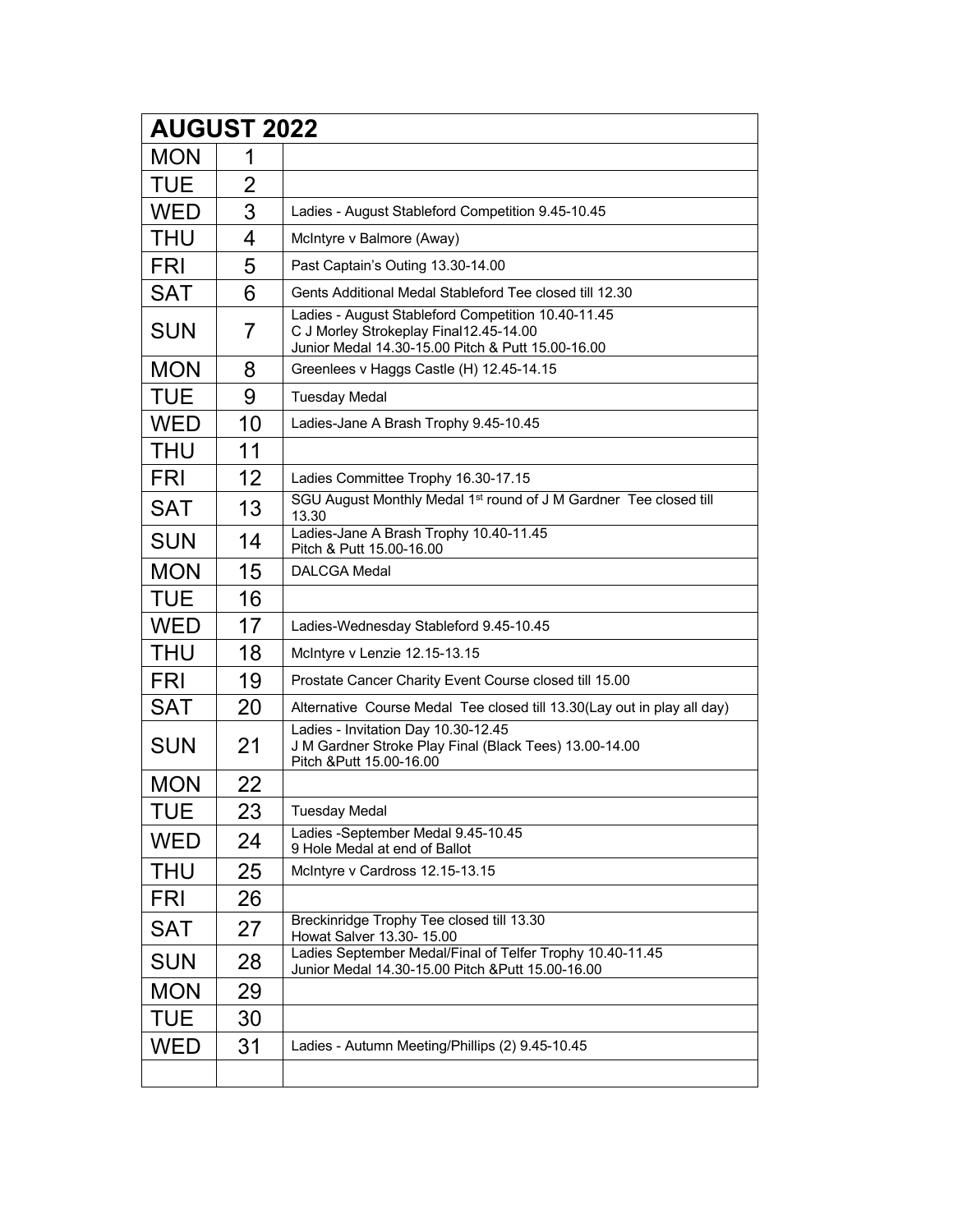| AUGUST 2022 | | |
|---|---|---|
| MON | 1 | |
| TUE | 2 | |
| WED | 3 | Ladies - August Stableford Competition 9.45-10.45 |
| THU | 4 | McIntyre v Balmore (Away) |
| FRI | 5 | Past Captain's Outing 13.30-14.00 |
| SAT | 6 | Gents Additional Medal Stableford Tee closed till 12.30 |
| SUN | 7 | Ladies - August Stableford Competition 10.40-11.45<br>C J Morley Strokeplay Final12.45-14.00<br>Junior Medal 14.30-15.00 Pitch & Putt 15.00-16.00 |
| MON | 8 | Greenlees v Haggs Castle (H) 12.45-14.15 |
| TUE | 9 | Tuesday Medal |
| WED | 10 | Ladies-Jane A Brash Trophy 9.45-10.45 |
| THU | 11 | |
| FRI | 12 | Ladies Committee Trophy 16.30-17.15 |
| SAT | 13 | SGU August Monthly Medal 1st round of J M Gardner Tee closed till 13.30 |
| SUN | 14 | Ladies-Jane A Brash Trophy 10.40-11.45<br>Pitch & Putt 15.00-16.00 |
| MON | 15 | DALCGA Medal |
| TUE | 16 | |
| WED | 17 | Ladies-Wednesday Stableford 9.45-10.45 |
| THU | 18 | McIntyre v Lenzie 12.15-13.15 |
| FRI | 19 | Prostate Cancer Charity Event Course closed till 15.00 |
| SAT | 20 | Alternative Course Medal Tee closed till 13.30(Lay out in play all day) |
| SUN | 21 | Ladies - Invitation Day 10.30-12.45<br>J M Gardner Stroke Play Final (Black Tees) 13.00-14.00<br>Pitch &Putt 15.00-16.00 |
| MON | 22 | |
| TUE | 23 | Tuesday Medal |
| WED | 24 | Ladies -September Medal 9.45-10.45<br>9 Hole Medal at end of Ballot |
| THU | 25 | McIntyre v Cardross 12.15-13.15 |
| FRI | 26 | |
| SAT | 27 | Breckinridge Trophy Tee closed till 13.30<br>Howat Salver 13.30- 15.00 |
| SUN | 28 | Ladies September Medal/Final of Telfer Trophy 10.40-11.45<br>Junior Medal 14.30-15.00 Pitch &Putt 15.00-16.00 |
| MON | 29 | |
| TUE | 30 | |
| WED | 31 | Ladies - Autumn Meeting/Phillips (2) 9.45-10.45 |
| | | |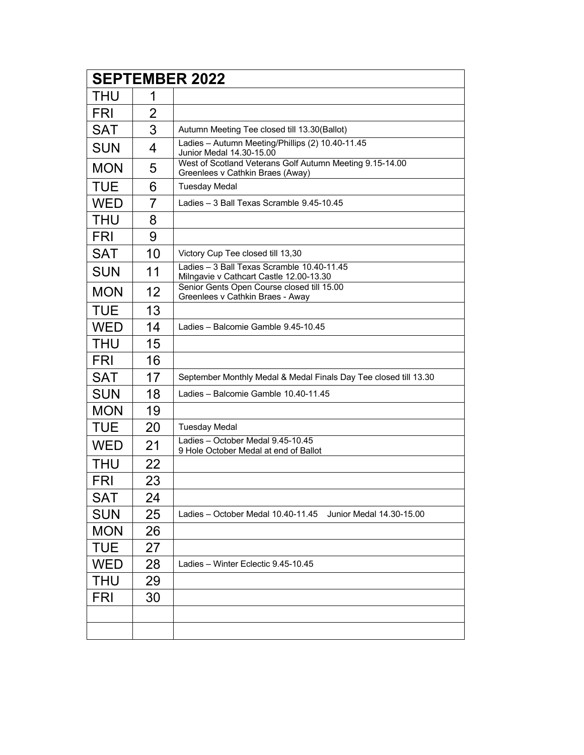| SEPTEMBER 2022 | | |
|---|---|---|
| THU | 1 | |
| FRI | 2 | |
| SAT | 3 | Autumn Meeting Tee closed till 13.30(Ballot) |
| SUN | 4 | Ladies – Autumn Meeting/Phillips (2) 10.40-11.45<br>Junior Medal 14.30-15.00 |
| MON | 5 | West of Scotland Veterans Golf Autumn Meeting 9.15-14.00<br>Greenlees v Cathkin Braes (Away) |
| TUE | 6 | Tuesday Medal |
| WED | 7 | Ladies – 3 Ball Texas Scramble 9.45-10.45 |
| THU | 8 | |
| FRI | 9 | |
| SAT | 10 | Victory Cup Tee closed till 13,30 |
| SUN | 11 | Ladies – 3 Ball Texas Scramble 10.40-11.45<br>Milngavie v Cathcart Castle 12.00-13.30 |
| MON | 12 | Senior Gents Open Course closed till 15.00<br>Greenlees v Cathkin Braes - Away |
| TUE | 13 | |
| WED | 14 | Ladies – Balcomie Gamble 9.45-10.45 |
| THU | 15 | |
| FRI | 16 | |
| SAT | 17 | September Monthly Medal & Medal Finals Day Tee closed till 13.30 |
| SUN | 18 | Ladies – Balcomie Gamble 10.40-11.45 |
| MON | 19 | |
| TUE | 20 | Tuesday Medal |
| WED | 21 | Ladies – October Medal 9.45-10.45<br>9 Hole October Medal at end of Ballot |
| THU | 22 | |
| FRI | 23 | |
| SAT | 24 | |
| SUN | 25 | Ladies – October Medal 10.40-11.45    Junior Medal 14.30-15.00 |
| MON | 26 | |
| TUE | 27 | |
| WED | 28 | Ladies – Winter Eclectic 9.45-10.45 |
| THU | 29 | |
| FRI | 30 | |
| | | |
| | | |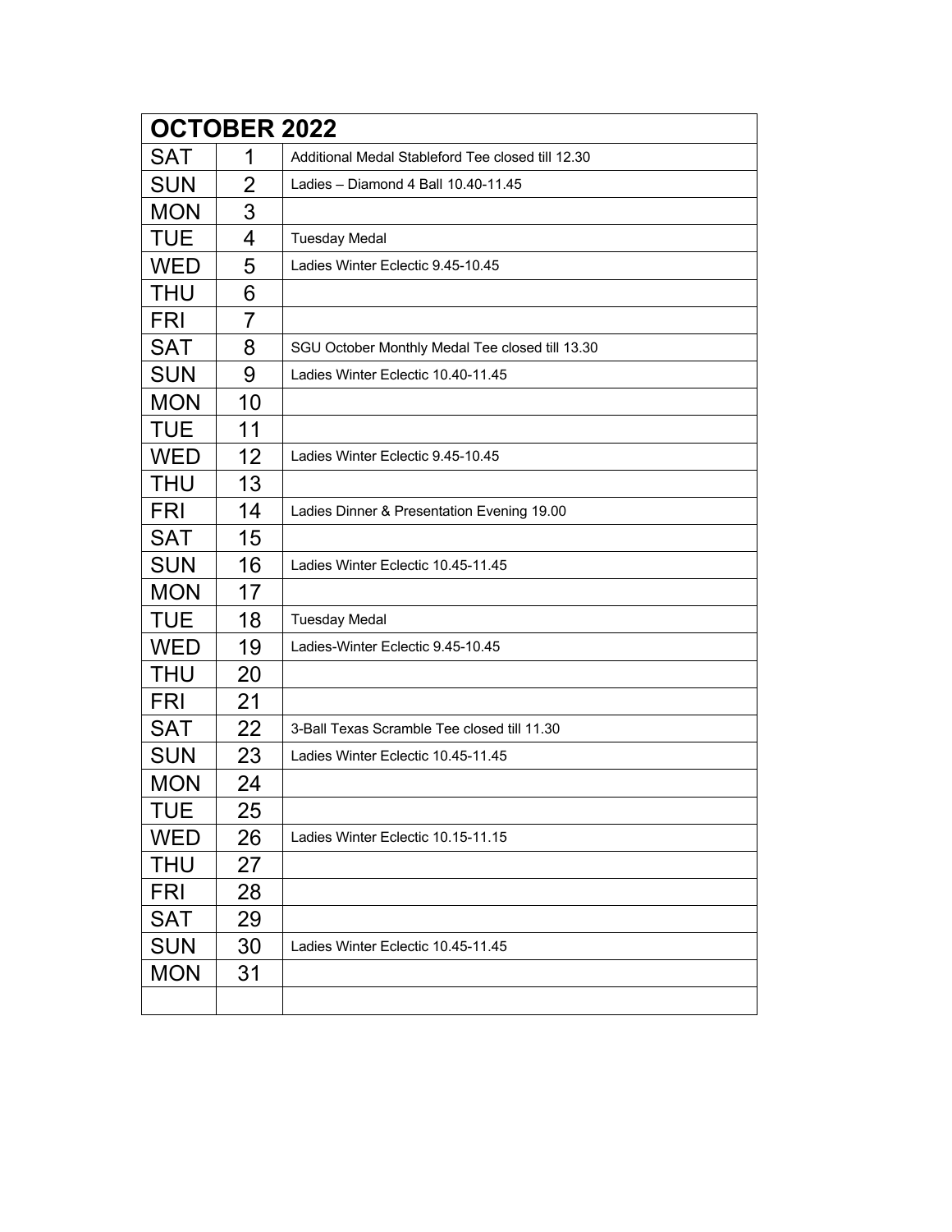| OCTOBER 2022 | | |
|---|---|---|
| SAT | 1 | Additional Medal Stableford Tee closed till 12.30 |
| SUN | 2 | Ladies – Diamond 4 Ball 10.40-11.45 |
| MON | 3 | |
| TUE | 4 | Tuesday Medal |
| WED | 5 | Ladies Winter Eclectic 9.45-10.45 |
| THU | 6 | |
| FRI | 7 | |
| SAT | 8 | SGU October Monthly Medal Tee closed till 13.30 |
| SUN | 9 | Ladies Winter Eclectic 10.40-11.45 |
| MON | 10 | |
| TUE | 11 | |
| WED | 12 | Ladies Winter Eclectic 9.45-10.45 |
| THU | 13 | |
| FRI | 14 | Ladies Dinner & Presentation Evening 19.00 |
| SAT | 15 | |
| SUN | 16 | Ladies Winter Eclectic 10.45-11.45 |
| MON | 17 | |
| TUE | 18 | Tuesday Medal |
| WED | 19 | Ladies-Winter Eclectic 9.45-10.45 |
| THU | 20 | |
| FRI | 21 | |
| SAT | 22 | 3-Ball Texas Scramble Tee closed till 11.30 |
| SUN | 23 | Ladies Winter Eclectic 10.45-11.45 |
| MON | 24 | |
| TUE | 25 | |
| WED | 26 | Ladies Winter Eclectic 10.15-11.15 |
| THU | 27 | |
| FRI | 28 | |
| SAT | 29 | |
| SUN | 30 | Ladies Winter Eclectic 10.45-11.45 |
| MON | 31 | |
| | | |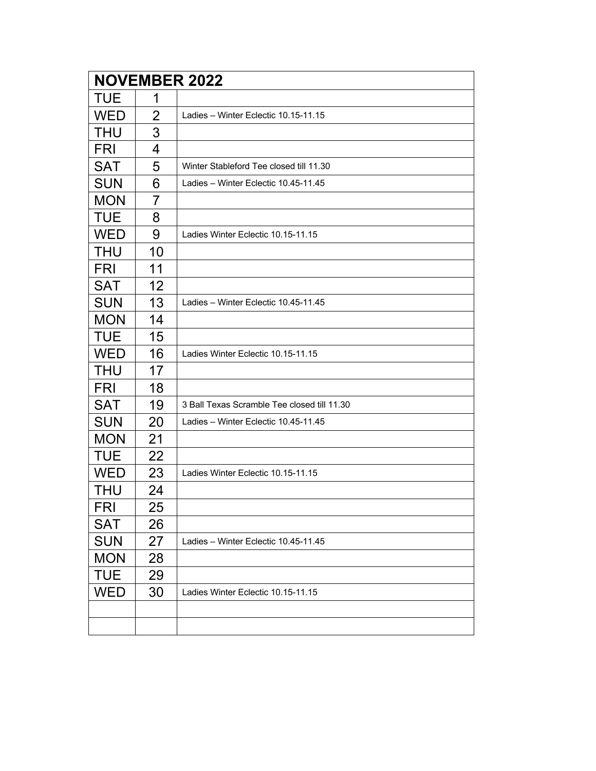| NOVEMBER 2022 | | |
|---|---|---|
| TUE | 1 | |
| WED | 2 | Ladies – Winter Eclectic 10.15-11.15 |
| THU | 3 | |
| FRI | 4 | |
| SAT | 5 | Winter Stableford Tee closed till 11.30 |
| SUN | 6 | Ladies – Winter Eclectic 10.45-11.45 |
| MON | 7 | |
| TUE | 8 | |
| WED | 9 | Ladies Winter Eclectic 10.15-11.15 |
| THU | 10 | |
| FRI | 11 | |
| SAT | 12 | |
| SUN | 13 | Ladies – Winter Eclectic 10.45-11.45 |
| MON | 14 | |
| TUE | 15 | |
| WED | 16 | Ladies Winter Eclectic 10.15-11.15 |
| THU | 17 | |
| FRI | 18 | |
| SAT | 19 | 3 Ball Texas Scramble Tee closed till 11.30 |
| SUN | 20 | Ladies – Winter Eclectic 10.45-11.45 |
| MON | 21 | |
| TUE | 22 | |
| WED | 23 | Ladies Winter Eclectic 10.15-11.15 |
| THU | 24 | |
| FRI | 25 | |
| SAT | 26 | |
| SUN | 27 | Ladies – Winter Eclectic 10.45-11.45 |
| MON | 28 | |
| TUE | 29 | |
| WED | 30 | Ladies Winter Eclectic 10.15-11.15 |
| | | |
| | | |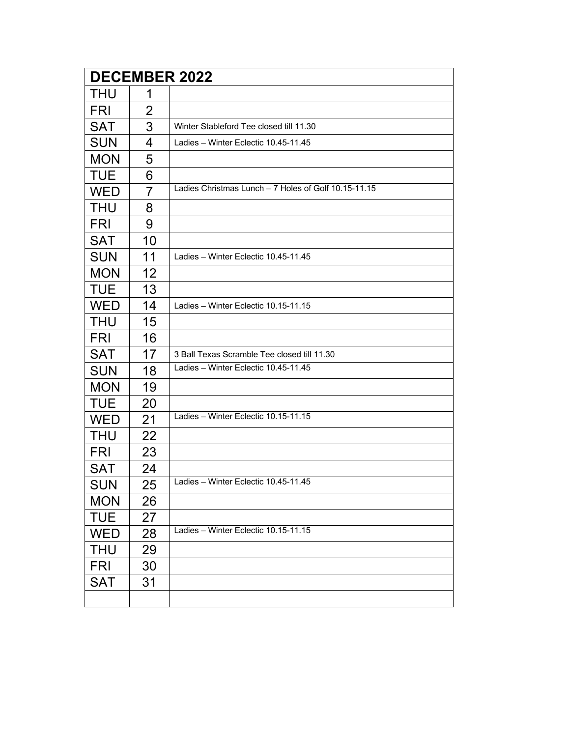| DECEMBER 2022 | | |
|---|---|---|
| THU | 1 | |
| FRI | 2 | |
| SAT | 3 | Winter Stableford Tee closed till 11.30 |
| SUN | 4 | Ladies – Winter Eclectic 10.45-11.45 |
| MON | 5 | |
| TUE | 6 | |
| WED | 7 | Ladies Christmas Lunch – 7 Holes of Golf 10.15-11.15 |
| THU | 8 | |
| FRI | 9 | |
| SAT | 10 | |
| SUN | 11 | Ladies – Winter Eclectic 10.45-11.45 |
| MON | 12 | |
| TUE | 13 | |
| WED | 14 | Ladies – Winter Eclectic 10.15-11.15 |
| THU | 15 | |
| FRI | 16 | |
| SAT | 17 | 3 Ball Texas Scramble Tee closed till 11.30 |
| SUN | 18 | Ladies – Winter Eclectic 10.45-11.45 |
| MON | 19 | |
| TUE | 20 | |
| WED | 21 | Ladies – Winter Eclectic 10.15-11.15 |
| THU | 22 | |
| FRI | 23 | |
| SAT | 24 | |
| SUN | 25 | Ladies – Winter Eclectic 10.45-11.45 |
| MON | 26 | |
| TUE | 27 | |
| WED | 28 | Ladies – Winter Eclectic 10.15-11.15 |
| THU | 29 | |
| FRI | 30 | |
| SAT | 31 | |
| | | |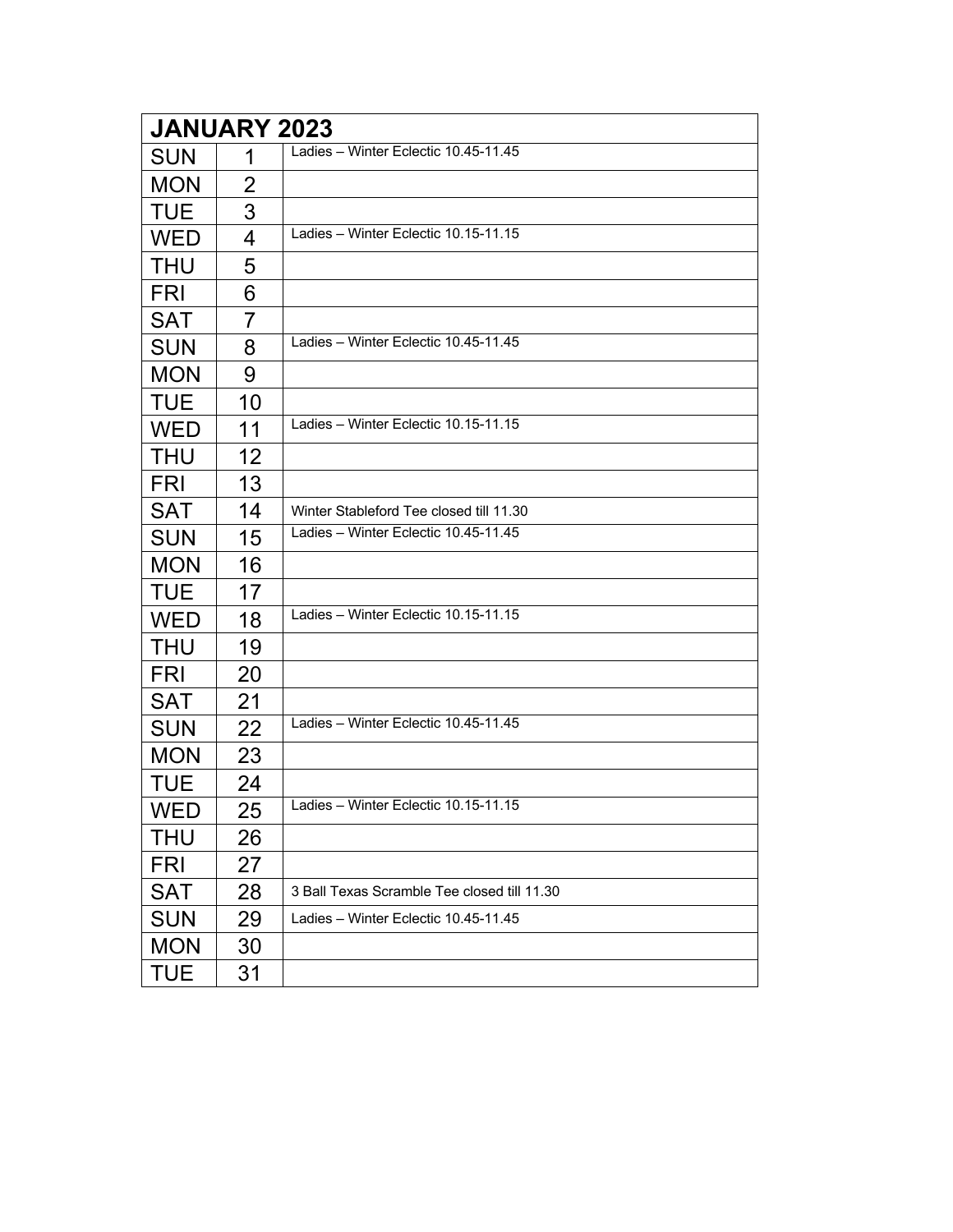| JANUARY 2023 | | |
|---|---|---|
| SUN | 1 | Ladies – Winter Eclectic 10.45-11.45 |
| MON | 2 | |
| TUE | 3 | |
| WED | 4 | Ladies – Winter Eclectic 10.15-11.15 |
| THU | 5 | |
| FRI | 6 | |
| SAT | 7 | |
| SUN | 8 | Ladies – Winter Eclectic 10.45-11.45 |
| MON | 9 | |
| TUE | 10 | |
| WED | 11 | Ladies – Winter Eclectic 10.15-11.15 |
| THU | 12 | |
| FRI | 13 | |
| SAT | 14 | Winter Stableford Tee closed till 11.30 |
| SUN | 15 | Ladies – Winter Eclectic 10.45-11.45 |
| MON | 16 | |
| TUE | 17 | |
| WED | 18 | Ladies – Winter Eclectic 10.15-11.15 |
| THU | 19 | |
| FRI | 20 | |
| SAT | 21 | |
| SUN | 22 | Ladies – Winter Eclectic 10.45-11.45 |
| MON | 23 | |
| TUE | 24 | |
| WED | 25 | Ladies – Winter Eclectic 10.15-11.15 |
| THU | 26 | |
| FRI | 27 | |
| SAT | 28 | 3 Ball Texas Scramble Tee closed till 11.30 |
| SUN | 29 | Ladies – Winter Eclectic 10.45-11.45 |
| MON | 30 | |
| TUE | 31 | |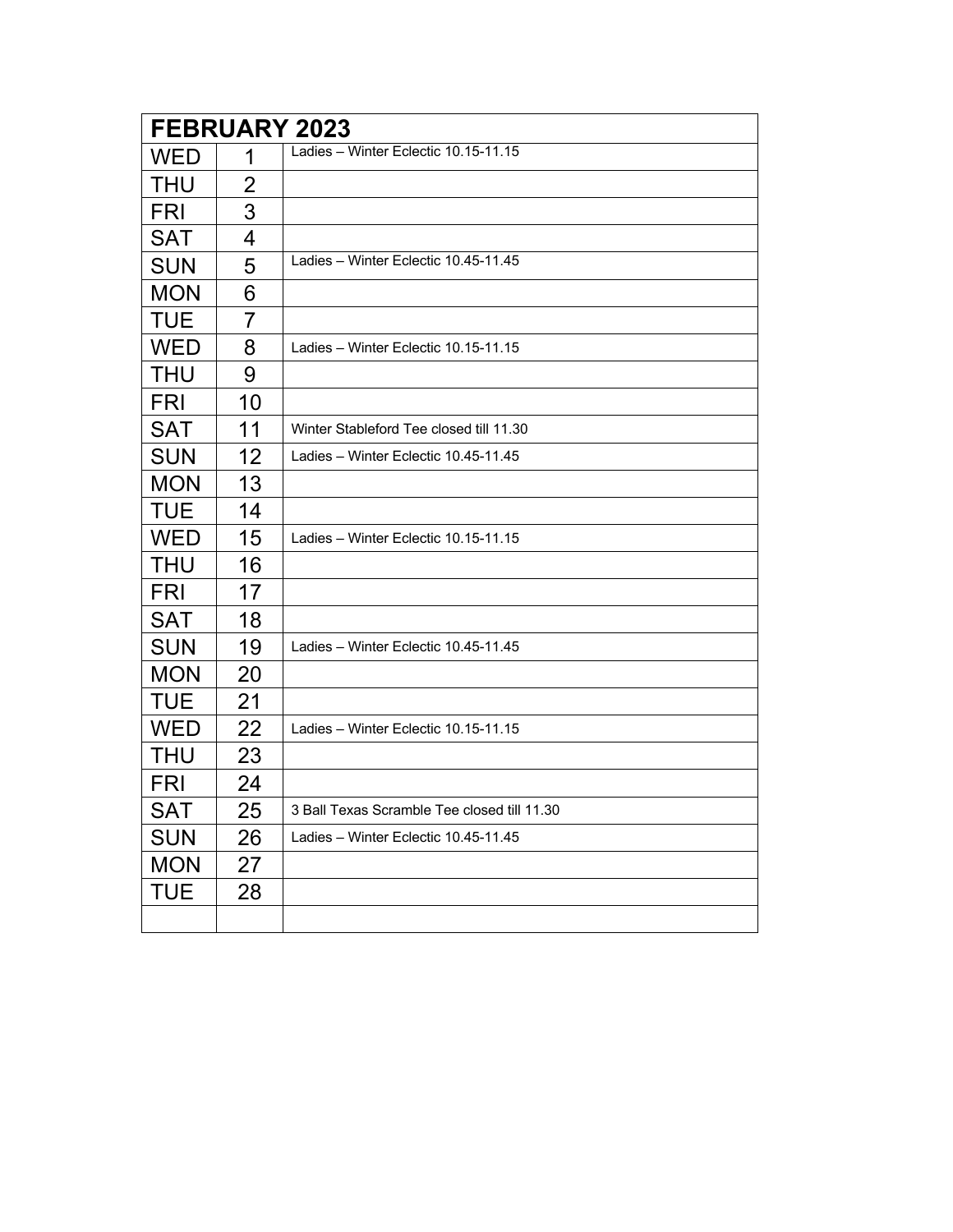| FEBRUARY 2023 | | |
|---|---|---|
| WED | 1 | Ladies – Winter Eclectic 10.15-11.15 |
| THU | 2 | |
| FRI | 3 | |
| SAT | 4 | |
| SUN | 5 | Ladies – Winter Eclectic 10.45-11.45 |
| MON | 6 | |
| TUE | 7 | |
| WED | 8 | Ladies – Winter Eclectic 10.15-11.15 |
| THU | 9 | |
| FRI | 10 | |
| SAT | 11 | Winter Stableford Tee closed till 11.30 |
| SUN | 12 | Ladies – Winter Eclectic 10.45-11.45 |
| MON | 13 | |
| TUE | 14 | |
| WED | 15 | Ladies – Winter Eclectic 10.15-11.15 |
| THU | 16 | |
| FRI | 17 | |
| SAT | 18 | |
| SUN | 19 | Ladies – Winter Eclectic 10.45-11.45 |
| MON | 20 | |
| TUE | 21 | |
| WED | 22 | Ladies – Winter Eclectic 10.15-11.15 |
| THU | 23 | |
| FRI | 24 | |
| SAT | 25 | 3 Ball Texas Scramble Tee closed till 11.30 |
| SUN | 26 | Ladies – Winter Eclectic 10.45-11.45 |
| MON | 27 | |
| TUE | 28 | |
| | | |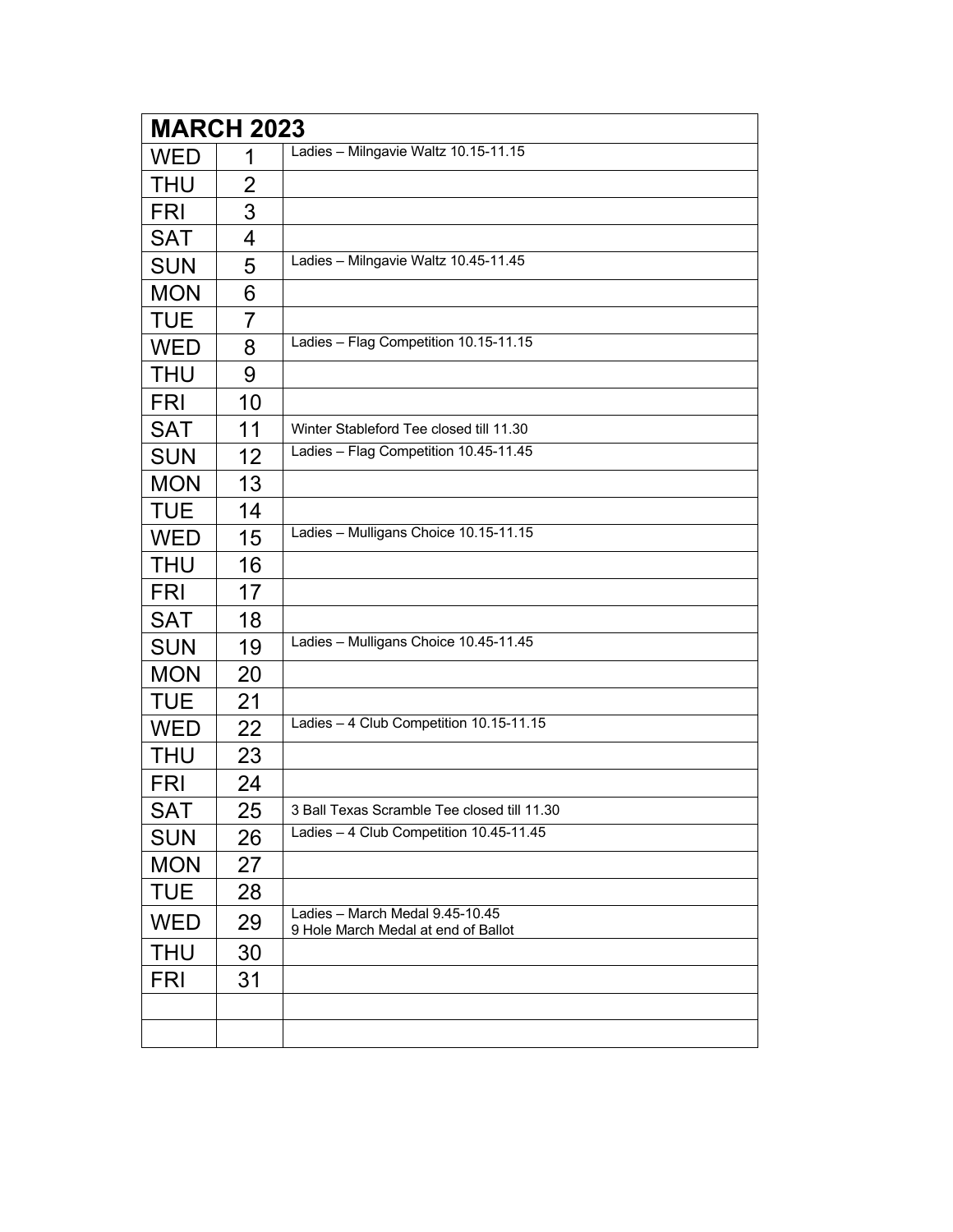| MARCH 2023 | | |
|---|---|---|
| WED | 1 | Ladies – Milngavie Waltz 10.15-11.15 |
| THU | 2 | |
| FRI | 3 | |
| SAT | 4 | |
| SUN | 5 | Ladies – Milngavie Waltz 10.45-11.45 |
| MON | 6 | |
| TUE | 7 | |
| WED | 8 | Ladies – Flag Competition 10.15-11.15 |
| THU | 9 | |
| FRI | 10 | |
| SAT | 11 | Winter Stableford Tee closed till 11.30 |
| SUN | 12 | Ladies – Flag Competition 10.45-11.45 |
| MON | 13 | |
| TUE | 14 | |
| WED | 15 | Ladies – Mulligans Choice 10.15-11.15 |
| THU | 16 | |
| FRI | 17 | |
| SAT | 18 | |
| SUN | 19 | Ladies – Mulligans Choice 10.45-11.45 |
| MON | 20 | |
| TUE | 21 | |
| WED | 22 | Ladies – 4 Club Competition 10.15-11.15 |
| THU | 23 | |
| FRI | 24 | |
| SAT | 25 | 3 Ball Texas Scramble Tee closed till 11.30 |
| SUN | 26 | Ladies – 4 Club Competition 10.45-11.45 |
| MON | 27 | |
| TUE | 28 | |
| WED | 29 | Ladies – March Medal 9.45-10.45<br>9 Hole March Medal at end of Ballot |
| THU | 30 | |
| FRI | 31 | |
| | | |
| | | |